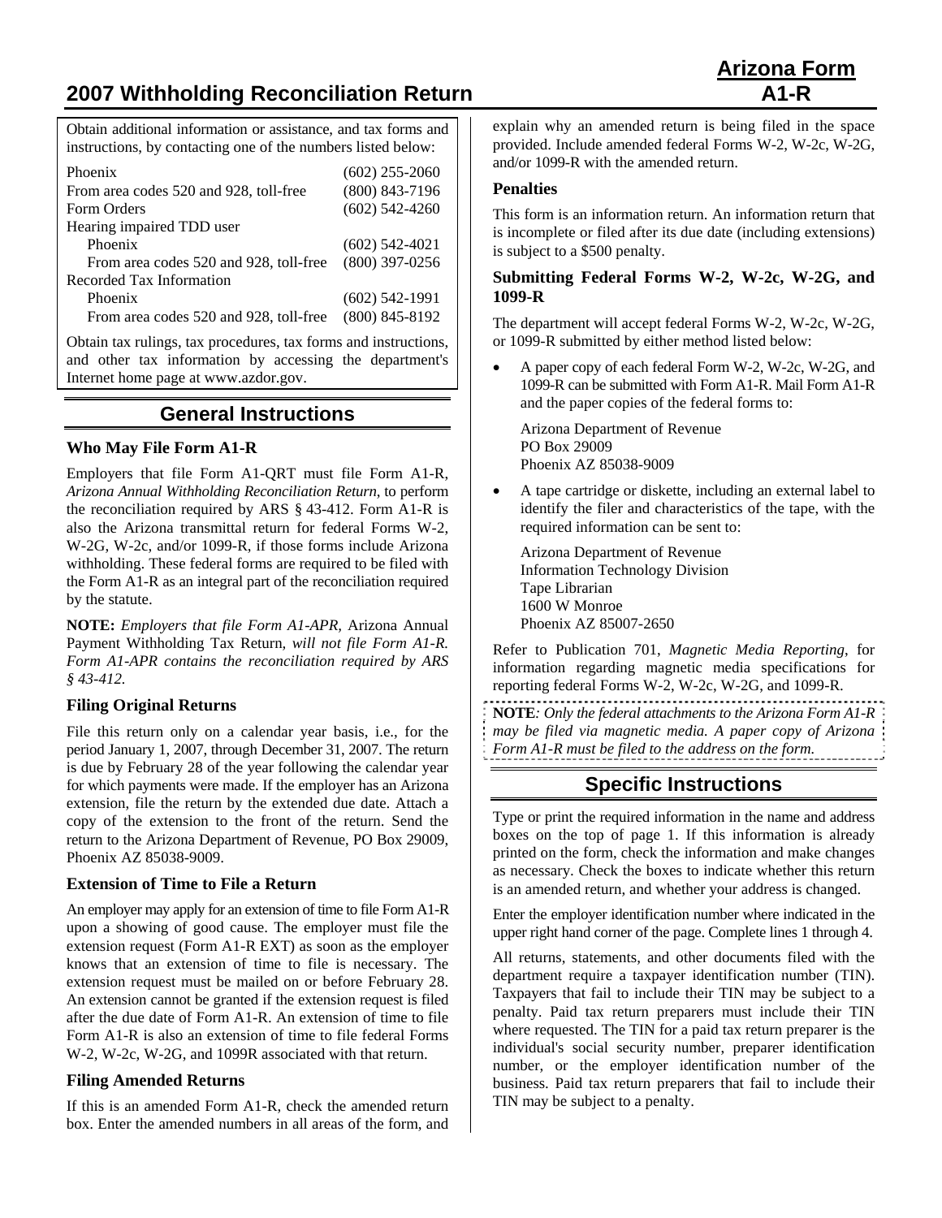# 2007 Withholding Reconciliation Return

**Arizona Form A1-R**

Obtain additional information or assistance, and tax forms and instructions, by contacting one of the numbers listed below:

| | |
|---|---|
| Phoenix | (602) 255-2060 |
| From area codes 520 and 928, toll-free | (800) 843-7196 |
| Form Orders | (602) 542-4260 |
| Hearing impaired TDD user | |
| Phoenix | (602) 542-4021 |
| From area codes 520 and 928, toll-free | (800) 397-0256 |
| Recorded Tax Information | |
| Phoenix | (602) 542-1991 |
| From area codes 520 and 928, toll-free | (800) 845-8192 |

Obtain tax rulings, tax procedures, tax forms and instructions, and other tax information by accessing the department's Internet home page at www.azdor.gov.

## General Instructions

### Who May File Form A1-R

Employers that file Form A1-QRT must file Form A1-R, *Arizona Annual Withholding Reconciliation Return*, to perform the reconciliation required by ARS § 43-412. Form A1-R is also the Arizona transmittal return for federal Forms W-2, W-2G, W-2c, and/or 1099-R, if those forms include Arizona withholding. These federal forms are required to be filed with the Form A1-R as an integral part of the reconciliation required by the statute.

**NOTE:** *Employers that file Form A1-APR,* Arizona Annual Payment Withholding Tax Return, *will not file Form A1-R. Form A1-APR contains the reconciliation required by ARS § 43-412.*

### Filing Original Returns

File this return only on a calendar year basis, i.e., for the period January 1, 2007, through December 31, 2007. The return is due by February 28 of the year following the calendar year for which payments were made. If the employer has an Arizona extension, file the return by the extended due date. Attach a copy of the extension to the front of the return. Send the return to the Arizona Department of Revenue, PO Box 29009, Phoenix AZ 85038-9009.

### Extension of Time to File a Return

An employer may apply for an extension of time to file Form A1-R upon a showing of good cause. The employer must file the extension request (Form A1-R EXT) as soon as the employer knows that an extension of time to file is necessary. The extension request must be mailed on or before February 28. An extension cannot be granted if the extension request is filed after the due date of Form A1-R. An extension of time to file Form A1-R is also an extension of time to file federal Forms W-2, W-2c, W-2G, and 1099R associated with that return.

### Filing Amended Returns

If this is an amended Form A1-R, check the amended return box. Enter the amended numbers in all areas of the form, and explain why an amended return is being filed in the space provided. Include amended federal Forms W-2, W-2c, W-2G, and/or 1099-R with the amended return.

### Penalties

This form is an information return. An information return that is incomplete or filed after its due date (including extensions) is subject to a $500 penalty.

### Submitting Federal Forms W-2, W-2c, W-2G, and 1099-R

The department will accept federal Forms W-2, W-2c, W-2G, or 1099-R submitted by either method listed below:

- A paper copy of each federal Form W-2, W-2c, W-2G, and 1099-R can be submitted with Form A1-R. Mail Form A1-R and the paper copies of the federal forms to:

  Arizona Department of Revenue
  PO Box 29009
  Phoenix AZ 85038-9009

- A tape cartridge or diskette, including an external label to identify the filer and characteristics of the tape, with the required information can be sent to:

  Arizona Department of Revenue
  Information Technology Division
  Tape Librarian
  1600 W Monroe
  Phoenix AZ 85007-2650

Refer to Publication 701, *Magnetic Media Reporting*, for information regarding magnetic media specifications for reporting federal Forms W-2, W-2c, W-2G, and 1099-R.

**NOTE***: Only the federal attachments to the Arizona Form A1-R may be filed via magnetic media. A paper copy of Arizona Form A1-R must be filed to the address on the form.*

## Specific Instructions

Type or print the required information in the name and address boxes on the top of page 1. If this information is already printed on the form, check the information and make changes as necessary. Check the boxes to indicate whether this return is an amended return, and whether your address is changed.

Enter the employer identification number where indicated in the upper right hand corner of the page. Complete lines 1 through 4.

All returns, statements, and other documents filed with the department require a taxpayer identification number (TIN). Taxpayers that fail to include their TIN may be subject to a penalty. Paid tax return preparers must include their TIN where requested. The TIN for a paid tax return preparer is the individual's social security number, preparer identification number, or the employer identification number of the business. Paid tax return preparers that fail to include their TIN may be subject to a penalty.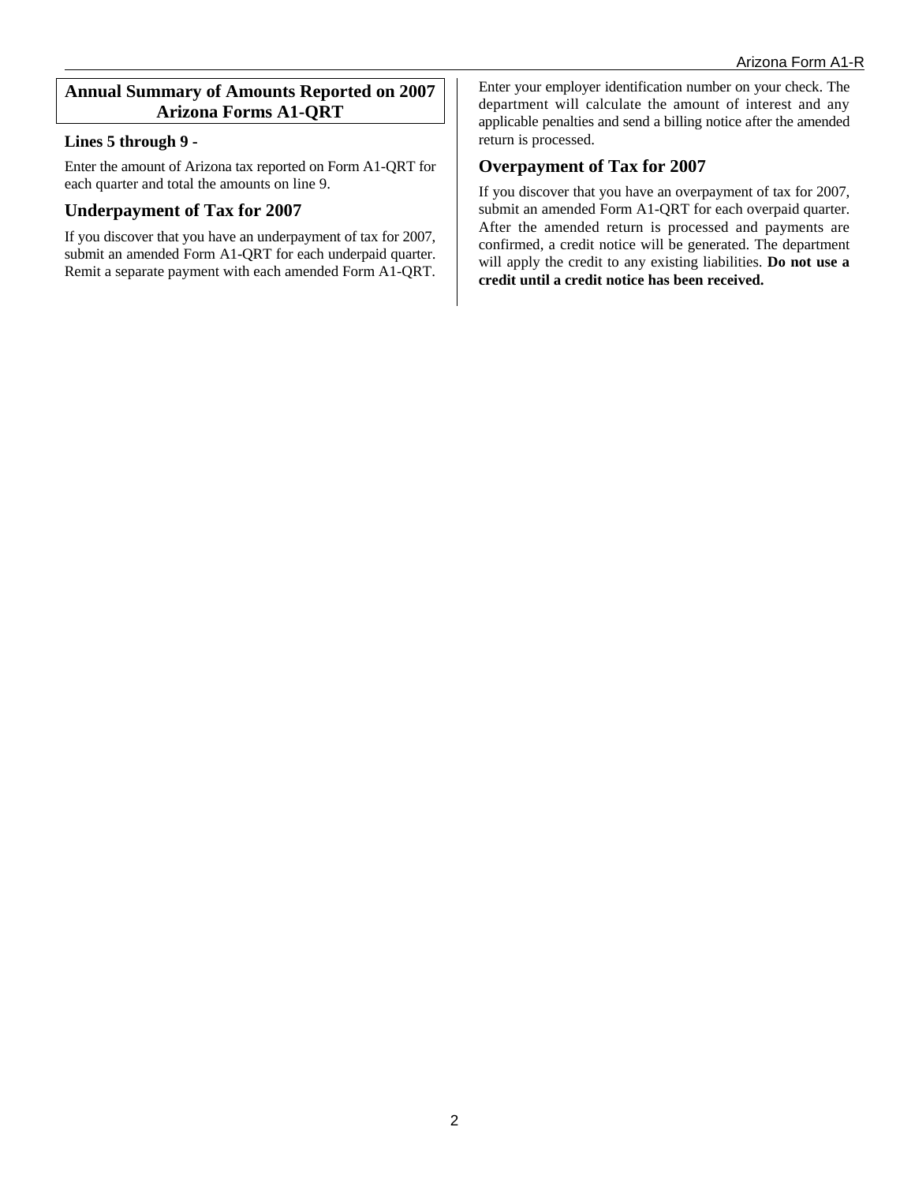## Annual Summary of Amounts Reported on 2007 Arizona Forms A1-QRT

**Lines 5 through 9 -**

Enter the amount of Arizona tax reported on Form A1-QRT for each quarter and total the amounts on line 9.

## Underpayment of Tax for 2007

If you discover that you have an underpayment of tax for 2007, submit an amended Form A1-QRT for each underpaid quarter. Remit a separate payment with each amended Form A1-QRT. Enter your employer identification number on your check. The department will calculate the amount of interest and any applicable penalties and send a billing notice after the amended return is processed.

## Overpayment of Tax for 2007

If you discover that you have an overpayment of tax for 2007, submit an amended Form A1-QRT for each overpaid quarter. After the amended return is processed and payments are confirmed, a credit notice will be generated. The department will apply the credit to any existing liabilities. **Do not use a credit until a credit notice has been received.**